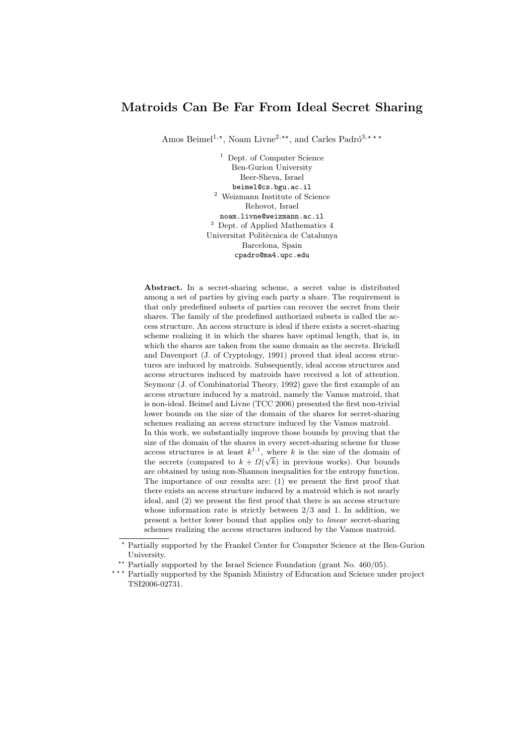# Matroids Can Be Far From Ideal Secret Sharing

Amos Beimel[1,⋆], Noam Livne[2,⋆⋆], and Carles Padró[3,⋆⋆⋆]

[1] Dept. of Computer Science
Ben-Gurion University
Beer-Sheva, Israel
`beimel@cs.bgu.ac.il`

[2] Weizmann Institute of Science
Rehovot, Israel
`noam.livne@weizmann.ac.il`

[3] Dept. of Applied Mathematics 4
Universitat Politècnica de Catalunya
Barcelona, Spain
`cpadro@ma4.upc.edu`

**Abstract.** In a secret-sharing scheme, a secret value is distributed among a set of parties by giving each party a share. The requirement is that only predefined subsets of parties can recover the secret from their shares. The family of the predefined authorized subsets is called the access structure. An access structure is ideal if there exists a secret-sharing scheme realizing it in which the shares have optimal length, that is, in which the shares are taken from the same domain as the secrets. Brickell and Davenport (J. of Cryptology, 1991) proved that ideal access structures are induced by matroids. Subsequently, ideal access structures and access structures induced by matroids have received a lot of attention. Seymour (J. of Combinatorial Theory, 1992) gave the first example of an access structure induced by a matroid, namely the Vamos matroid, that is non-ideal. Beimel and Livne (TCC 2006) presented the first non-trivial lower bounds on the size of the domain of the shares for secret-sharing schemes realizing an access structure induced by the Vamos matroid.
In this work, we substantially improve those bounds by proving that the size of the domain of the shares in every secret-sharing scheme for those access structures is at least $k^{1.1}$, where $k$ is the size of the domain of the secrets (compared to $k + \Omega(\sqrt{k})$ in previous works). Our bounds are obtained by using non-Shannon inequalities for the entropy function. The importance of our results are: (1) we present the first proof that there exists an access structure induced by a matroid which is not nearly ideal, and (2) we present the first proof that there is an access structure whose information rate is strictly between 2/3 and 1. In addition, we present a better lower bound that applies only to *linear* secret-sharing schemes realizing the access structures induced by the Vamos matroid.

---

⋆ Partially supported by the Frankel Center for Computer Science at the Ben-Gurion University.

⋆⋆ Partially supported by the Israel Science Foundation (grant No. 460/05).

⋆⋆⋆ Partially supported by the Spanish Ministry of Education and Science under project TSI2006-02731.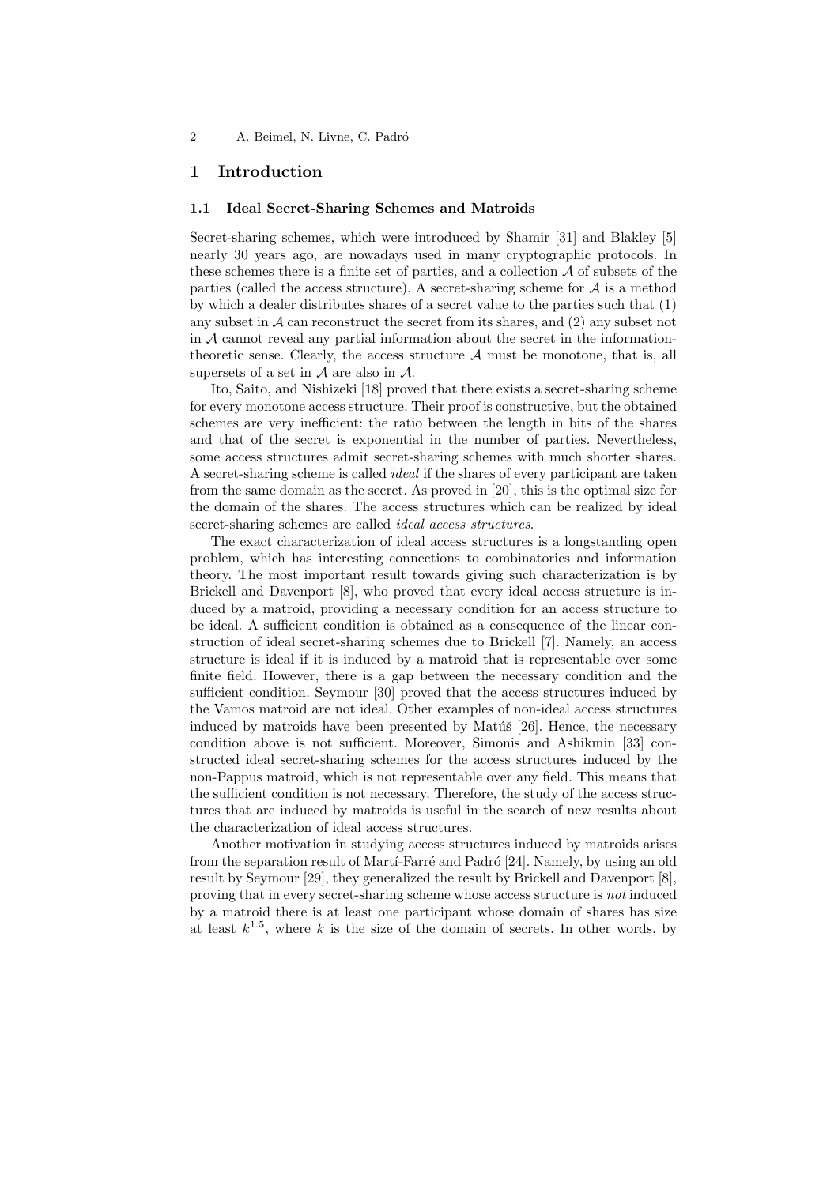# 1 Introduction

## 1.1 Ideal Secret-Sharing Schemes and Matroids

Secret-sharing schemes, which were introduced by Shamir [31] and Blakley [5] nearly 30 years ago, are nowadays used in many cryptographic protocols. In these schemes there is a finite set of parties, and a collection $\mathcal{A}$ of subsets of the parties (called the access structure). A secret-sharing scheme for $\mathcal{A}$ is a method by which a dealer distributes shares of a secret value to the parties such that (1) any subset in $\mathcal{A}$ can reconstruct the secret from its shares, and (2) any subset not in $\mathcal{A}$ cannot reveal any partial information about the secret in the information-theoretic sense. Clearly, the access structure $\mathcal{A}$ must be monotone, that is, all supersets of a set in $\mathcal{A}$ are also in $\mathcal{A}$.

Ito, Saito, and Nishizeki [18] proved that there exists a secret-sharing scheme for every monotone access structure. Their proof is constructive, but the obtained schemes are very inefficient: the ratio between the length in bits of the shares and that of the secret is exponential in the number of parties. Nevertheless, some access structures admit secret-sharing schemes with much shorter shares. A secret-sharing scheme is called *ideal* if the shares of every participant are taken from the same domain as the secret. As proved in [20], this is the optimal size for the domain of the shares. The access structures which can be realized by ideal secret-sharing schemes are called *ideal access structures*.

The exact characterization of ideal access structures is a longstanding open problem, which has interesting connections to combinatorics and information theory. The most important result towards giving such characterization is by Brickell and Davenport [8], who proved that every ideal access structure is induced by a matroid, providing a necessary condition for an access structure to be ideal. A sufficient condition is obtained as a consequence of the linear construction of ideal secret-sharing schemes due to Brickell [7]. Namely, an access structure is ideal if it is induced by a matroid that is representable over some finite field. However, there is a gap between the necessary condition and the sufficient condition. Seymour [30] proved that the access structures induced by the Vamos matroid are not ideal. Other examples of non-ideal access structures induced by matroids have been presented by Matúš [26]. Hence, the necessary condition above is not sufficient. Moreover, Simonis and Ashikmin [33] constructed ideal secret-sharing schemes for the access structures induced by the non-Pappus matroid, which is not representable over any field. This means that the sufficient condition is not necessary. Therefore, the study of the access structures that are induced by matroids is useful in the search of new results about the characterization of ideal access structures.

Another motivation in studying access structures induced by matroids arises from the separation result of Martí-Farré and Padró [24]. Namely, by using an old result by Seymour [29], they generalized the result by Brickell and Davenport [8], proving that in every secret-sharing scheme whose access structure is *not* induced by a matroid there is at least one participant whose domain of shares has size at least $k^{1.5}$, where $k$ is the size of the domain of secrets. In other words, by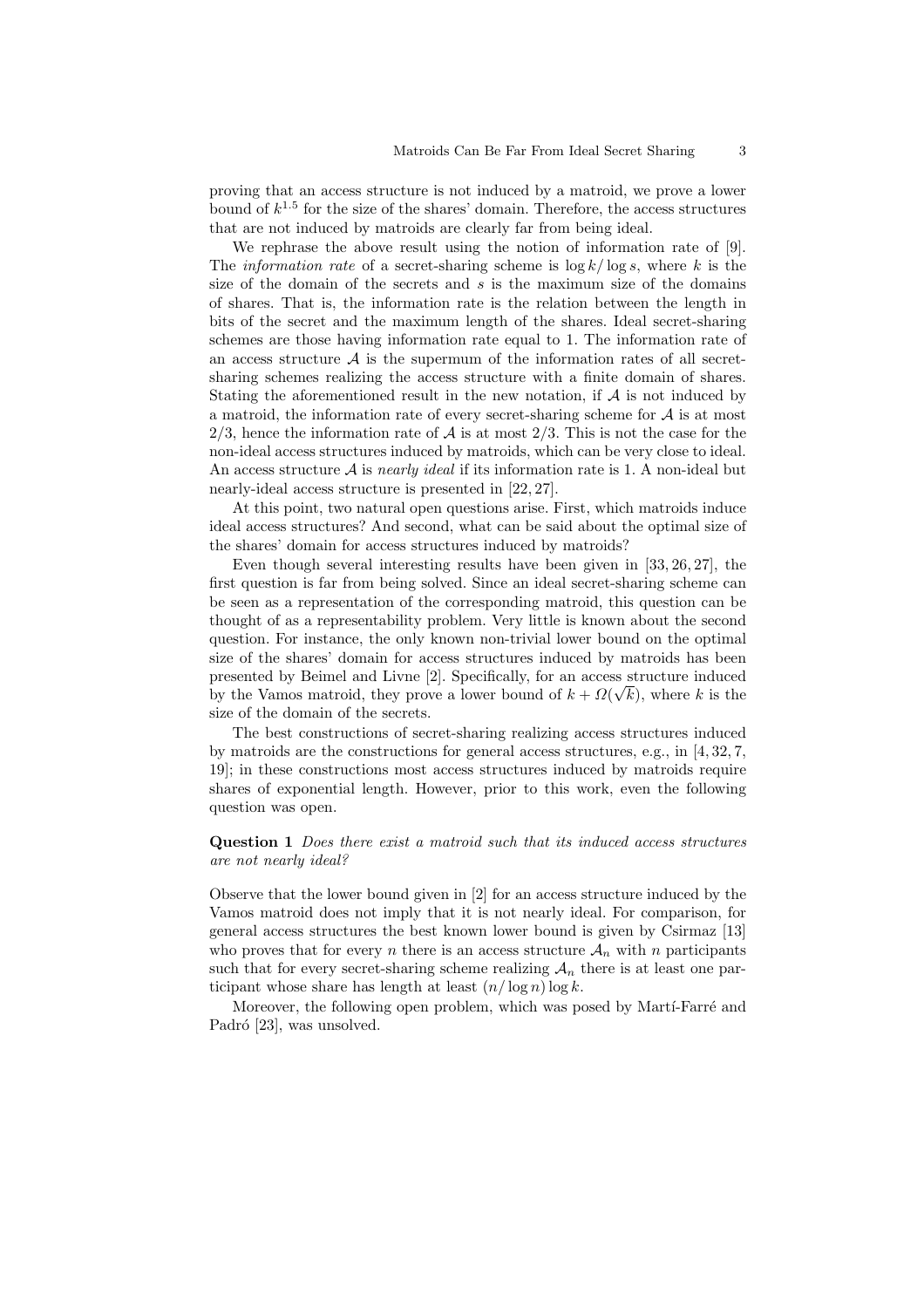proving that an access structure is not induced by a matroid, we prove a lower bound of $k^{1.5}$ for the size of the shares' domain. Therefore, the access structures that are not induced by matroids are clearly far from being ideal.

We rephrase the above result using the notion of information rate of [9]. The *information rate* of a secret-sharing scheme is $\log k / \log s$, where $k$ is the size of the domain of the secrets and $s$ is the maximum size of the domains of shares. That is, the information rate is the relation between the length in bits of the secret and the maximum length of the shares. Ideal secret-sharing schemes are those having information rate equal to 1. The information rate of an access structure $\mathcal{A}$ is the supermum of the information rates of all secret-sharing schemes realizing the access structure with a finite domain of shares. Stating the aforementioned result in the new notation, if $\mathcal{A}$ is not induced by a matroid, the information rate of every secret-sharing scheme for $\mathcal{A}$ is at most $2/3$, hence the information rate of $\mathcal{A}$ is at most $2/3$. This is not the case for the non-ideal access structures induced by matroids, which can be very close to ideal. An access structure $\mathcal{A}$ is *nearly ideal* if its information rate is 1. A non-ideal but nearly-ideal access structure is presented in [22, 27].

At this point, two natural open questions arise. First, which matroids induce ideal access structures? And second, what can be said about the optimal size of the shares' domain for access structures induced by matroids?

Even though several interesting results have been given in [33, 26, 27], the first question is far from being solved. Since an ideal secret-sharing scheme can be seen as a representation of the corresponding matroid, this question can be thought of as a representability problem. Very little is known about the second question. For instance, the only known non-trivial lower bound on the optimal size of the shares' domain for access structures induced by matroids has been presented by Beimel and Livne [2]. Specifically, for an access structure induced by the Vamos matroid, they prove a lower bound of $k + \Omega(\sqrt{k})$, where $k$ is the size of the domain of the secrets.

The best constructions of secret-sharing realizing access structures induced by matroids are the constructions for general access structures, e.g., in [4, 32, 7, 19]; in these constructions most access structures induced by matroids require shares of exponential length. However, prior to this work, even the following question was open.

**Question 1** *Does there exist a matroid such that its induced access structures are not nearly ideal?*

Observe that the lower bound given in [2] for an access structure induced by the Vamos matroid does not imply that it is not nearly ideal. For comparison, for general access structures the best known lower bound is given by Csirmaz [13] who proves that for every $n$ there is an access structure $\mathcal{A}_n$ with $n$ participants such that for every secret-sharing scheme realizing $\mathcal{A}_n$ there is at least one participant whose share has length at least $(n/\log n)\log k$.

Moreover, the following open problem, which was posed by Martí-Farré and Padró [23], was unsolved.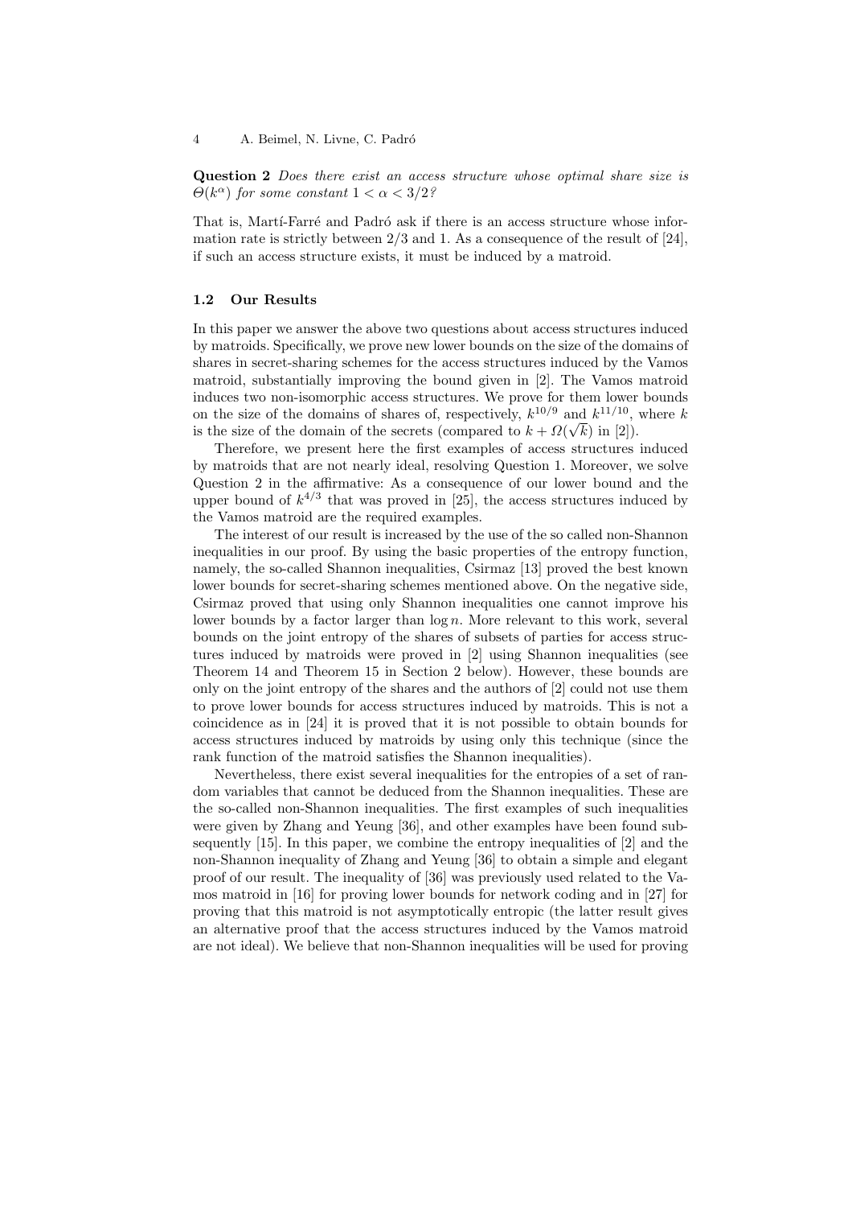**Question 2** *Does there exist an access structure whose optimal share size is $\Theta(k^\alpha)$ for some constant $1 < \alpha < 3/2$?*

That is, Martí-Farré and Padró ask if there is an access structure whose information rate is strictly between $2/3$ and $1$. As a consequence of the result of [24], if such an access structure exists, it must be induced by a matroid.

### 1.2 Our Results

In this paper we answer the above two questions about access structures induced by matroids. Specifically, we prove new lower bounds on the size of the domains of shares in secret-sharing schemes for the access structures induced by the Vamos matroid, substantially improving the bound given in [2]. The Vamos matroid induces two non-isomorphic access structures. We prove for them lower bounds on the size of the domains of shares of, respectively, $k^{10/9}$ and $k^{11/10}$, where $k$ is the size of the domain of the secrets (compared to $k + \Omega(\sqrt{k})$ in [2]).

Therefore, we present here the first examples of access structures induced by matroids that are not nearly ideal, resolving Question 1. Moreover, we solve Question 2 in the affirmative: As a consequence of our lower bound and the upper bound of $k^{4/3}$ that was proved in [25], the access structures induced by the Vamos matroid are the required examples.

The interest of our result is increased by the use of the so called non-Shannon inequalities in our proof. By using the basic properties of the entropy function, namely, the so-called Shannon inequalities, Csirmaz [13] proved the best known lower bounds for secret-sharing schemes mentioned above. On the negative side, Csirmaz proved that using only Shannon inequalities one cannot improve his lower bounds by a factor larger than $\log n$. More relevant to this work, several bounds on the joint entropy of the shares of subsets of parties for access structures induced by matroids were proved in [2] using Shannon inequalities (see Theorem 14 and Theorem 15 in Section 2 below). However, these bounds are only on the joint entropy of the shares and the authors of [2] could not use them to prove lower bounds for access structures induced by matroids. This is not a coincidence as in [24] it is proved that it is not possible to obtain bounds for access structures induced by matroids by using only this technique (since the rank function of the matroid satisfies the Shannon inequalities).

Nevertheless, there exist several inequalities for the entropies of a set of random variables that cannot be deduced from the Shannon inequalities. These are the so-called non-Shannon inequalities. The first examples of such inequalities were given by Zhang and Yeung [36], and other examples have been found subsequently [15]. In this paper, we combine the entropy inequalities of [2] and the non-Shannon inequality of Zhang and Yeung [36] to obtain a simple and elegant proof of our result. The inequality of [36] was previously used related to the Vamos matroid in [16] for proving lower bounds for network coding and in [27] for proving that this matroid is not asymptotically entropic (the latter result gives an alternative proof that the access structures induced by the Vamos matroid are not ideal). We believe that non-Shannon inequalities will be used for proving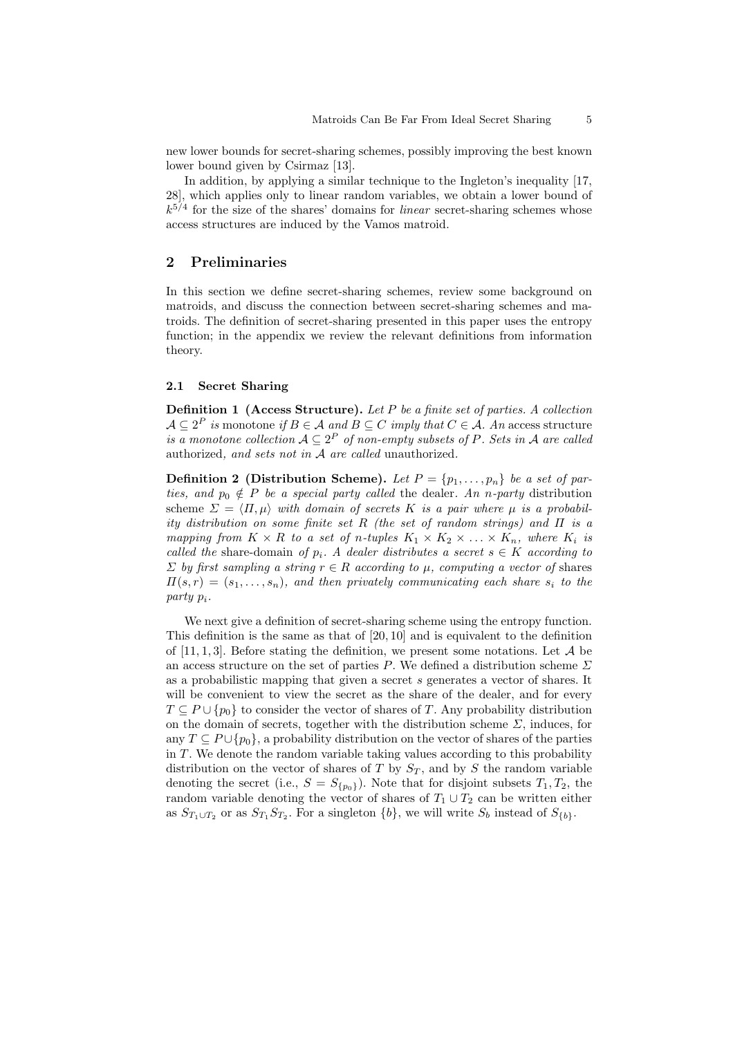new lower bounds for secret-sharing schemes, possibly improving the best known lower bound given by Csirmaz [13].

In addition, by applying a similar technique to the Ingleton's inequality [17, 28], which applies only to linear random variables, we obtain a lower bound of $k^{5/4}$ for the size of the shares' domains for *linear* secret-sharing schemes whose access structures are induced by the Vamos matroid.

## 2 Preliminaries

In this section we define secret-sharing schemes, review some background on matroids, and discuss the connection between secret-sharing schemes and matroids. The definition of secret-sharing presented in this paper uses the entropy function; in the appendix we review the relevant definitions from information theory.

### 2.1 Secret Sharing

**Definition 1 (Access Structure).** *Let $P$ be a finite set of parties. A collection $\mathcal{A} \subseteq 2^P$ is* monotone *if $B \in \mathcal{A}$ and $B \subseteq C$ imply that $C \in \mathcal{A}$. An* access structure *is a monotone collection $\mathcal{A} \subseteq 2^P$ of non-empty subsets of $P$. Sets in $\mathcal{A}$ are called* authorized*, and sets not in $\mathcal{A}$ are called* unauthorized*.*

**Definition 2 (Distribution Scheme).** *Let $P = \{p_1, \ldots, p_n\}$ be a set of parties, and $p_0 \notin P$ be a special party called* the dealer*. An $n$-party* distribution scheme *$\Sigma = \langle \Pi, \mu \rangle$ with domain of secrets $K$ is a pair where $\mu$ is a probability distribution on some finite set $R$ (the set of random strings) and $\Pi$ is a mapping from $K \times R$ to a set of $n$-tuples $K_1 \times K_2 \times \ldots \times K_n$, where $K_i$ is called the* share-domain *of $p_i$. A dealer distributes a secret $s \in K$ according to $\Sigma$ by first sampling a string $r \in R$ according to $\mu$, computing a vector of* shares *$\Pi(s, r) = (s_1, \ldots, s_n)$, and then privately communicating each share $s_i$ to the party $p_i$.*

We next give a definition of secret-sharing scheme using the entropy function. This definition is the same as that of [20, 10] and is equivalent to the definition of [11, 1, 3]. Before stating the definition, we present some notations. Let $\mathcal{A}$ be an access structure on the set of parties $P$. We defined a distribution scheme $\Sigma$ as a probabilistic mapping that given a secret $s$ generates a vector of shares. It will be convenient to view the secret as the share of the dealer, and for every $T \subseteq P \cup \{p_0\}$ to consider the vector of shares of $T$. Any probability distribution on the domain of secrets, together with the distribution scheme $\Sigma$, induces, for any $T \subseteq P \cup \{p_0\}$, a probability distribution on the vector of shares of the parties in $T$. We denote the random variable taking values according to this probability distribution on the vector of shares of $T$ by $S_T$, and by $S$ the random variable denoting the secret (i.e., $S = S_{\{p_0\}}$). Note that for disjoint subsets $T_1, T_2$, the random variable denoting the vector of shares of $T_1 \cup T_2$ can be written either as $S_{T_1 \cup T_2}$ or as $S_{T_1} S_{T_2}$. For a singleton $\{b\}$, we will write $S_b$ instead of $S_{\{b\}}$.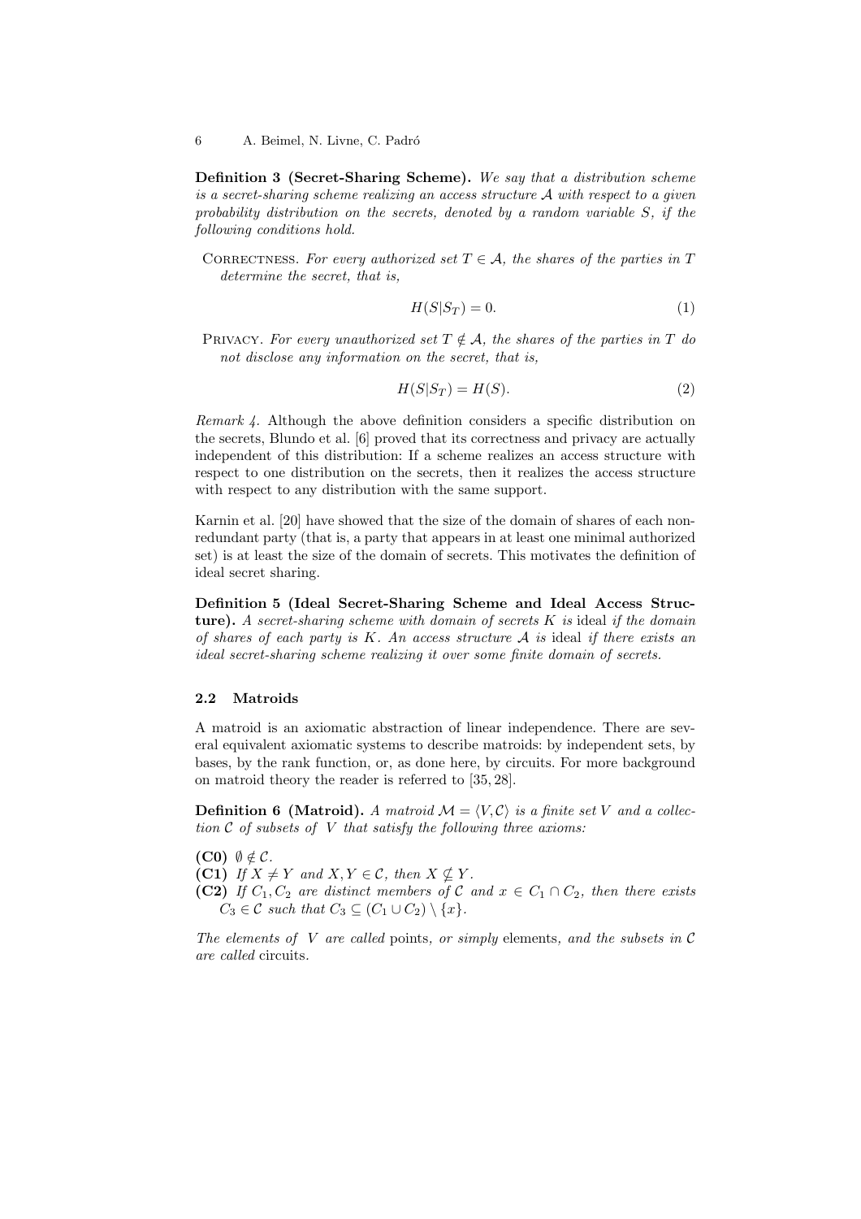**Definition 3 (Secret-Sharing Scheme).** *We say that a distribution scheme is a secret-sharing scheme realizing an access structure $\mathcal{A}$ with respect to a given probability distribution on the secrets, denoted by a random variable $S$, if the following conditions hold.*

Correctness. *For every authorized set $T \in \mathcal{A}$, the shares of the parties in $T$ determine the secret, that is,*

$$H(S|S_T) = 0. \tag{1}$$

Privacy. *For every unauthorized set $T \notin \mathcal{A}$, the shares of the parties in $T$ do not disclose any information on the secret, that is,*

$$H(S|S_T) = H(S). \tag{2}$$

*Remark 4.* Although the above definition considers a specific distribution on the secrets, Blundo et al. [6] proved that its correctness and privacy are actually independent of this distribution: If a scheme realizes an access structure with respect to one distribution on the secrets, then it realizes the access structure with respect to any distribution with the same support.

Karnin et al. [20] have showed that the size of the domain of shares of each non-redundant party (that is, a party that appears in at least one minimal authorized set) is at least the size of the domain of secrets. This motivates the definition of ideal secret sharing.

**Definition 5 (Ideal Secret-Sharing Scheme and Ideal Access Structure).** *A secret-sharing scheme with domain of secrets $K$ is* ideal *if the domain of shares of each party is $K$. An access structure $\mathcal{A}$ is* ideal *if there exists an ideal secret-sharing scheme realizing it over some finite domain of secrets.*

### 2.2 Matroids

A matroid is an axiomatic abstraction of linear independence. There are several equivalent axiomatic systems to describe matroids: by independent sets, by bases, by the rank function, or, as done here, by circuits. For more background on matroid theory the reader is referred to [35, 28].

**Definition 6 (Matroid).** *A matroid $\mathcal{M} = \langle V, \mathcal{C} \rangle$ is a finite set $V$ and a collection $\mathcal{C}$ of subsets of $V$ that satisfy the following three axioms:*

**(C0)** $\emptyset \notin \mathcal{C}$.

**(C1)** *If $X \neq Y$ and $X, Y \in \mathcal{C}$, then $X \not\subseteq Y$.*

**(C2)** *If $C_1, C_2$ are distinct members of $\mathcal{C}$ and $x \in C_1 \cap C_2$, then there exists $C_3 \in \mathcal{C}$ such that $C_3 \subseteq (C_1 \cup C_2) \setminus \{x\}$.*

*The elements of $V$ are called* points, *or simply* elements, *and the subsets in $\mathcal{C}$ are called* circuits.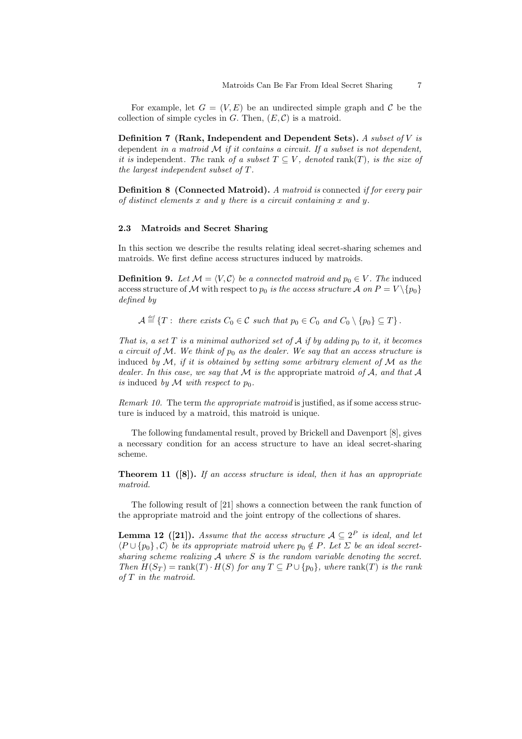For example, let $G = (V, E)$ be an undirected simple graph and $\mathcal{C}$ be the collection of simple cycles in $G$. Then, $(E, \mathcal{C})$ is a matroid.

**Definition 7 (Rank, Independent and Dependent Sets).** *A subset of $V$ is* dependent *in a matroid $\mathcal{M}$ if it contains a circuit. If a subset is not dependent, it is* independent*. The* rank *of a subset $T \subseteq V$, denoted $\mathrm{rank}(T)$, is the size of the largest independent subset of $T$.*

**Definition 8 (Connected Matroid).** *A matroid is* connected *if for every pair of distinct elements $x$ and $y$ there is a circuit containing $x$ and $y$.*

### 2.3 Matroids and Secret Sharing

In this section we describe the results relating ideal secret-sharing schemes and matroids. We first define access structures induced by matroids.

**Definition 9.** *Let $\mathcal{M} = \langle V, \mathcal{C} \rangle$ be a connected matroid and $p_0 \in V$. The* induced access structure of $\mathcal{M}$ with respect to $p_0$ *is the access structure $\mathcal{A}$ on $P = V \setminus \{p_0\}$ defined by*

$$\mathcal{A} \stackrel{\text{def}}{=} \{T : \text{ there exists } C_0 \in \mathcal{C} \text{ such that } p_0 \in C_0 \text{ and } C_0 \setminus \{p_0\} \subseteq T\}.$$

*That is, a set $T$ is a minimal authorized set of $\mathcal{A}$ if by adding $p_0$ to it, it becomes a circuit of $\mathcal{M}$. We think of $p_0$ as the dealer. We say that an access structure is* induced *by $\mathcal{M}$, if it is obtained by setting some arbitrary element of $\mathcal{M}$ as the dealer. In this case, we say that $\mathcal{M}$ is the* appropriate matroid *of $\mathcal{A}$, and that $\mathcal{A}$ is* induced *by $\mathcal{M}$ with respect to $p_0$.*

*Remark 10.* The term *the appropriate matroid* is justified, as if some access structure is induced by a matroid, this matroid is unique.

The following fundamental result, proved by Brickell and Davenport [8], gives a necessary condition for an access structure to have an ideal secret-sharing scheme.

**Theorem 11 ([8]).** *If an access structure is ideal, then it has an appropriate matroid.*

The following result of [21] shows a connection between the rank function of the appropriate matroid and the joint entropy of the collections of shares.

**Lemma 12 ([21]).** *Assume that the access structure $\mathcal{A} \subseteq 2^P$ is ideal, and let $\langle P \cup \{p_0\}, \mathcal{C} \rangle$ be its appropriate matroid where $p_0 \notin P$. Let $\Sigma$ be an ideal secret-sharing scheme realizing $\mathcal{A}$ where $S$ is the random variable denoting the secret. Then $H(S_T) = \mathrm{rank}(T) \cdot H(S)$ for any $T \subseteq P \cup \{p_0\}$, where $\mathrm{rank}(T)$ is the rank of $T$ in the matroid.*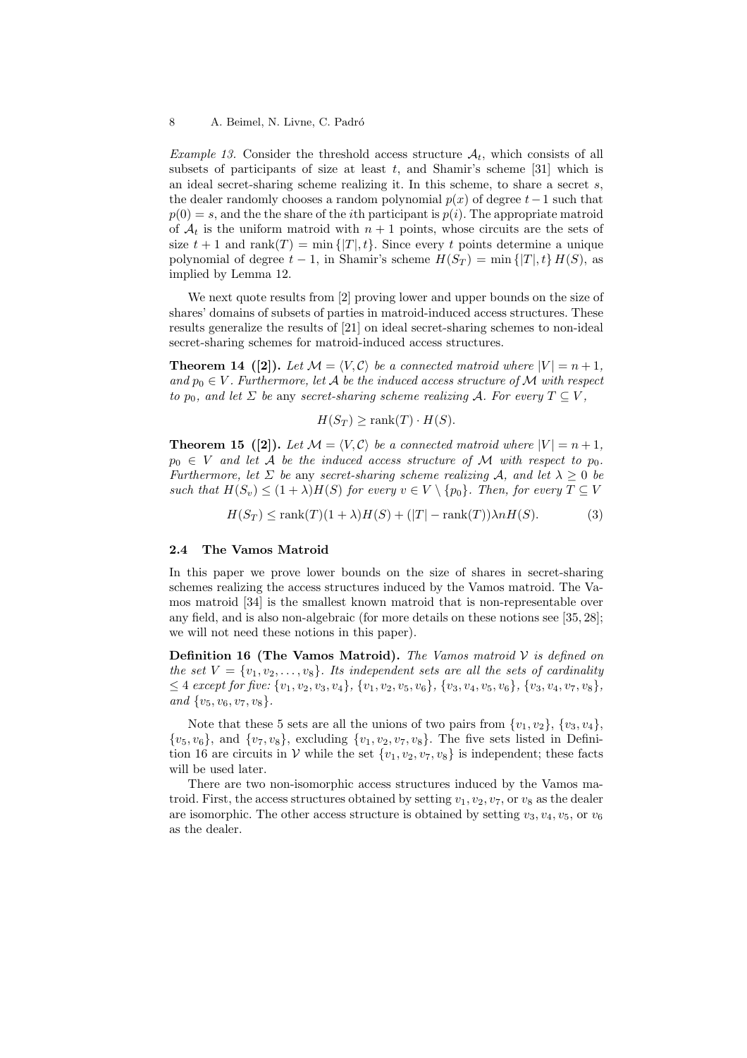*Example 13.* Consider the threshold access structure $\mathcal{A}_t$, which consists of all subsets of participants of size at least $t$, and Shamir's scheme [31] which is an ideal secret-sharing scheme realizing it. In this scheme, to share a secret $s$, the dealer randomly chooses a random polynomial $p(x)$ of degree $t-1$ such that $p(0) = s$, and the the share of the $i$th participant is $p(i)$. The appropriate matroid of $\mathcal{A}_t$ is the uniform matroid with $n+1$ points, whose circuits are the sets of size $t+1$ and $\mathrm{rank}(T) = \min\{|T|, t\}$. Since every $t$ points determine a unique polynomial of degree $t-1$, in Shamir's scheme $H(S_T) = \min\{|T|, t\} H(S)$, as implied by Lemma 12.

We next quote results from [2] proving lower and upper bounds on the size of shares' domains of subsets of parties in matroid-induced access structures. These results generalize the results of [21] on ideal secret-sharing schemes to non-ideal secret-sharing schemes for matroid-induced access structures.

**Theorem 14 ([2]).** *Let $\mathcal{M} = \langle V, \mathcal{C}\rangle$ be a connected matroid where $|V| = n+1$, and $p_0 \in V$. Furthermore, let $\mathcal{A}$ be the induced access structure of $\mathcal{M}$ with respect to $p_0$, and let $\Sigma$ be* any *secret-sharing scheme realizing $\mathcal{A}$. For every $T \subseteq V$,*

$$H(S_T) \geq \mathrm{rank}(T) \cdot H(S).$$

**Theorem 15 ([2]).** *Let $\mathcal{M} = \langle V, \mathcal{C}\rangle$ be a connected matroid where $|V| = n+1$, $p_0 \in V$ and let $\mathcal{A}$ be the induced access structure of $\mathcal{M}$ with respect to $p_0$. Furthermore, let $\Sigma$ be* any *secret-sharing scheme realizing $\mathcal{A}$, and let $\lambda \geq 0$ be such that $H(S_v) \leq (1+\lambda)H(S)$ for every $v \in V \setminus \{p_0\}$. Then, for every $T \subseteq V$*

$$H(S_T) \leq \mathrm{rank}(T)(1+\lambda)H(S) + (|T| - \mathrm{rank}(T))\lambda n H(S). \tag{3}$$

### 2.4 The Vamos Matroid

In this paper we prove lower bounds on the size of shares in secret-sharing schemes realizing the access structures induced by the Vamos matroid. The Vamos matroid [34] is the smallest known matroid that is non-representable over any field, and is also non-algebraic (for more details on these notions see [35, 28]; we will not need these notions in this paper).

**Definition 16 (The Vamos Matroid).** *The Vamos matroid $\mathcal{V}$ is defined on the set $V = \{v_1, v_2, \ldots, v_8\}$. Its independent sets are all the sets of cardinality $\leq 4$ except for five: $\{v_1, v_2, v_3, v_4\}$, $\{v_1, v_2, v_5, v_6\}$, $\{v_3, v_4, v_5, v_6\}$, $\{v_3, v_4, v_7, v_8\}$, and $\{v_5, v_6, v_7, v_8\}$.*

Note that these 5 sets are all the unions of two pairs from $\{v_1, v_2\}$, $\{v_3, v_4\}$, $\{v_5, v_6\}$, and $\{v_7, v_8\}$, excluding $\{v_1, v_2, v_7, v_8\}$. The five sets listed in Definition 16 are circuits in $\mathcal{V}$ while the set $\{v_1, v_2, v_7, v_8\}$ is independent; these facts will be used later.

There are two non-isomorphic access structures induced by the Vamos matroid. First, the access structures obtained by setting $v_1, v_2, v_7$, or $v_8$ as the dealer are isomorphic. The other access structure is obtained by setting $v_3, v_4, v_5$, or $v_6$ as the dealer.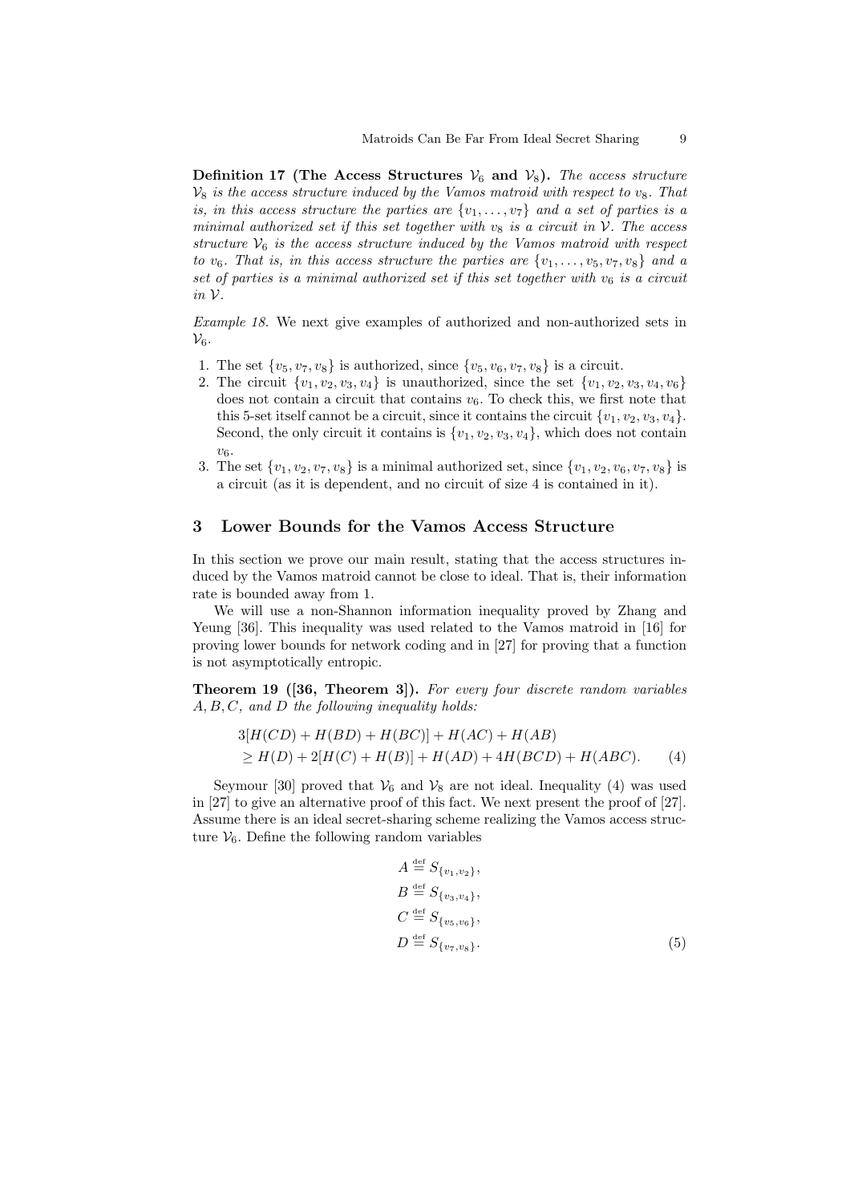**Definition 17 (The Access Structures $\mathcal{V}_6$ and $\mathcal{V}_8$).** *The access structure $\mathcal{V}_8$ is the access structure induced by the Vamos matroid with respect to $v_8$. That is, in this access structure the parties are $\{v_1, \ldots, v_7\}$ and a set of parties is a minimal authorized set if this set together with $v_8$ is a circuit in $\mathcal{V}$. The access structure $\mathcal{V}_6$ is the access structure induced by the Vamos matroid with respect to $v_6$. That is, in this access structure the parties are $\{v_1, \ldots, v_5, v_7, v_8\}$ and a set of parties is a minimal authorized set if this set together with $v_6$ is a circuit in $\mathcal{V}$.*

*Example 18.* We next give examples of authorized and non-authorized sets in $\mathcal{V}_6$.

1. The set $\{v_5, v_7, v_8\}$ is authorized, since $\{v_5, v_6, v_7, v_8\}$ is a circuit.
2. The circuit $\{v_1, v_2, v_3, v_4\}$ is unauthorized, since the set $\{v_1, v_2, v_3, v_4, v_6\}$ does not contain a circuit that contains $v_6$. To check this, we first note that this 5-set itself cannot be a circuit, since it contains the circuit $\{v_1, v_2, v_3, v_4\}$. Second, the only circuit it contains is $\{v_1, v_2, v_3, v_4\}$, which does not contain $v_6$.
3. The set $\{v_1, v_2, v_7, v_8\}$ is a minimal authorized set, since $\{v_1, v_2, v_6, v_7, v_8\}$ is a circuit (as it is dependent, and no circuit of size 4 is contained in it).

## 3 Lower Bounds for the Vamos Access Structure

In this section we prove our main result, stating that the access structures induced by the Vamos matroid cannot be close to ideal. That is, their information rate is bounded away from 1.

We will use a non-Shannon information inequality proved by Zhang and Yeung [36]. This inequality was used related to the Vamos matroid in [16] for proving lower bounds for network coding and in [27] for proving that a function is not asymptotically entropic.

**Theorem 19 ([36, Theorem 3]).** *For every four discrete random variables $A, B, C$, and $D$ the following inequality holds:*

$$3[H(CD) + H(BD) + H(BC)] + H(AC) + H(AB) \\ \geq H(D) + 2[H(C) + H(B)] + H(AD) + 4H(BCD) + H(ABC). \qquad (4)$$

Seymour [30] proved that $\mathcal{V}_6$ and $\mathcal{V}_8$ are not ideal. Inequality (4) was used in [27] to give an alternative proof of this fact. We next present the proof of [27]. Assume there is an ideal secret-sharing scheme realizing the Vamos access structure $\mathcal{V}_6$. Define the following random variables

$$\begin{aligned} A &\stackrel{\text{def}}{=} S_{\{v_1,v_2\}}, \\ B &\stackrel{\text{def}}{=} S_{\{v_3,v_4\}}, \\ C &\stackrel{\text{def}}{=} S_{\{v_5,v_6\}}, \\ D &\stackrel{\text{def}}{=} S_{\{v_7,v_8\}}. \end{aligned} \qquad (5)$$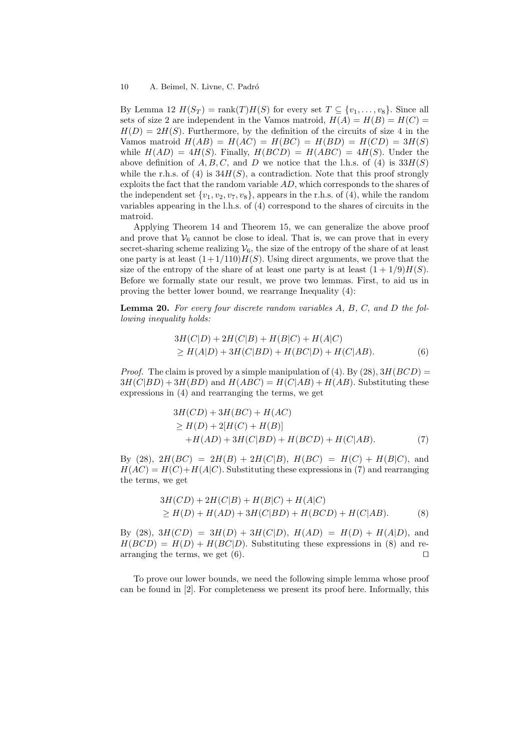By Lemma 12 $H(S_T) = \text{rank}(T)H(S)$ for every set $T \subseteq \{v_1, \ldots, v_8\}$. Since all sets of size 2 are independent in the Vamos matroid, $H(A) = H(B) = H(C) = H(D) = 2H(S)$. Furthermore, by the definition of the circuits of size 4 in the Vamos matroid $H(AB) = H(AC) = H(BC) = H(BD) = H(CD) = 3H(S)$ while $H(AD) = 4H(S)$. Finally, $H(BCD) = H(ABC) = 4H(S)$. Under the above definition of $A, B, C$, and $D$ we notice that the l.h.s. of (4) is $33H(S)$ while the r.h.s. of (4) is $34H(S)$, a contradiction. Note that this proof strongly exploits the fact that the random variable $AD$, which corresponds to the shares of the independent set $\{v_1, v_2, v_7, v_8\}$, appears in the r.h.s. of (4), while the random variables appearing in the l.h.s. of (4) correspond to the shares of circuits in the matroid.

Applying Theorem 14 and Theorem 15, we can generalize the above proof and prove that $\mathcal{V}_6$ cannot be close to ideal. That is, we can prove that in every secret-sharing scheme realizing $\mathcal{V}_6$, the size of the entropy of the share of at least one party is at least $(1+1/110)H(S)$. Using direct arguments, we prove that the size of the entropy of the share of at least one party is at least $(1 + 1/9)H(S)$. Before we formally state our result, we prove two lemmas. First, to aid us in proving the better lower bound, we rearrange Inequality (4):

**Lemma 20.** *For every four discrete random variables $A$, $B$, $C$, and $D$ the following inequality holds:*

$$
\begin{aligned}
&3H(C|D) + 2H(C|B) + H(B|C) + H(A|C) \\
&\geq H(A|D) + 3H(C|BD) + H(BC|D) + H(C|AB). \qquad (6)
\end{aligned}
$$

*Proof.* The claim is proved by a simple manipulation of (4). By (28), $3H(BCD) = 3H(C|BD) + 3H(BD)$ and $H(ABC) = H(C|AB) + H(AB)$. Substituting these expressions in (4) and rearranging the terms, we get

$$
\begin{aligned}
&3H(CD) + 3H(BC) + H(AC) \\
&\geq H(D) + 2[H(C) + H(B)] \\
&\quad + H(AD) + 3H(C|BD) + H(BCD) + H(C|AB). \qquad (7)
\end{aligned}
$$

By (28), $2H(BC) = 2H(B) + 2H(C|B)$, $H(BC) = H(C) + H(B|C)$, and $H(AC) = H(C) + H(A|C)$. Substituting these expressions in (7) and rearranging the terms, we get

$$
\begin{aligned}
&3H(CD) + 2H(C|B) + H(B|C) + H(A|C) \\
&\geq H(D) + H(AD) + 3H(C|BD) + H(BCD) + H(C|AB). \qquad (8)
\end{aligned}
$$

By (28), $3H(CD) = 3H(D) + 3H(C|D)$, $H(AD) = H(D) + H(A|D)$, and $H(BCD) = H(D) + H(BC|D)$. Substituting these expressions in (8) and rearranging the terms, we get (6). ⊓⊔

To prove our lower bounds, we need the following simple lemma whose proof can be found in [2]. For completeness we present its proof here. Informally, this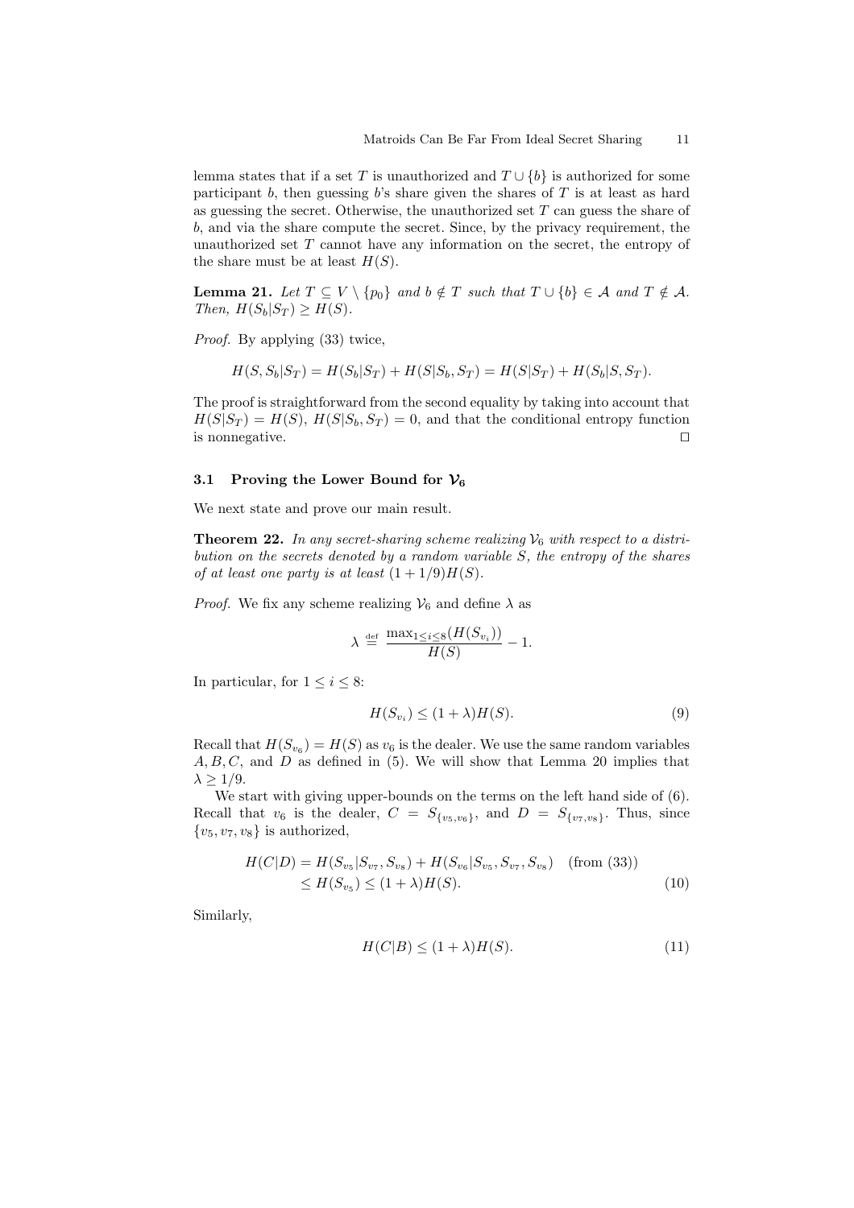lemma states that if a set $T$ is unauthorized and $T \cup \{b\}$ is authorized for some participant $b$, then guessing $b$'s share given the shares of $T$ is at least as hard as guessing the secret. Otherwise, the unauthorized set $T$ can guess the share of $b$, and via the share compute the secret. Since, by the privacy requirement, the unauthorized set $T$ cannot have any information on the secret, the entropy of the share must be at least $H(S)$.

**Lemma 21.** *Let $T \subseteq V \setminus \{p_0\}$ and $b \notin T$ such that $T \cup \{b\} \in \mathcal{A}$ and $T \notin \mathcal{A}$. Then, $H(S_b|S_T) \geq H(S)$.*

*Proof.* By applying (33) twice,

$$H(S, S_b|S_T) = H(S_b|S_T) + H(S|S_b, S_T) = H(S|S_T) + H(S_b|S, S_T).$$

The proof is straightforward from the second equality by taking into account that $H(S|S_T) = H(S)$, $H(S|S_b, S_T) = 0$, and that the conditional entropy function is nonnegative. ◻

### 3.1 Proving the Lower Bound for $\mathcal{V}_6$

We next state and prove our main result.

**Theorem 22.** *In any secret-sharing scheme realizing $\mathcal{V}_6$ with respect to a distribution on the secrets denoted by a random variable $S$, the entropy of the shares of at least one party is at least $(1 + 1/9)H(S)$.*

*Proof.* We fix any scheme realizing $\mathcal{V}_6$ and define $\lambda$ as

$$\lambda \stackrel{\text{def}}{=} \frac{\max_{1 \leq i \leq 8}(H(S_{v_i}))}{H(S)} - 1.$$

In particular, for $1 \leq i \leq 8$:

$$H(S_{v_i}) \leq (1 + \lambda)H(S). \tag{9}$$

Recall that $H(S_{v_6}) = H(S)$ as $v_6$ is the dealer. We use the same random variables $A, B, C$, and $D$ as defined in (5). We will show that Lemma 20 implies that $\lambda \geq 1/9$.

We start with giving upper-bounds on the terms on the left hand side of (6). Recall that $v_6$ is the dealer, $C = S_{\{v_5,v_6\}}$, and $D = S_{\{v_7,v_8\}}$. Thus, since $\{v_5, v_7, v_8\}$ is authorized,

$$\begin{aligned} H(C|D) &= H(S_{v_5}|S_{v_7}, S_{v_8}) + H(S_{v_6}|S_{v_5}, S_{v_7}, S_{v_8}) \quad \text{(from (33))} \\ &\leq H(S_{v_5}) \leq (1 + \lambda)H(S). \end{aligned} \tag{10}$$

Similarly,

$$H(C|B) \leq (1 + \lambda)H(S). \tag{11}$$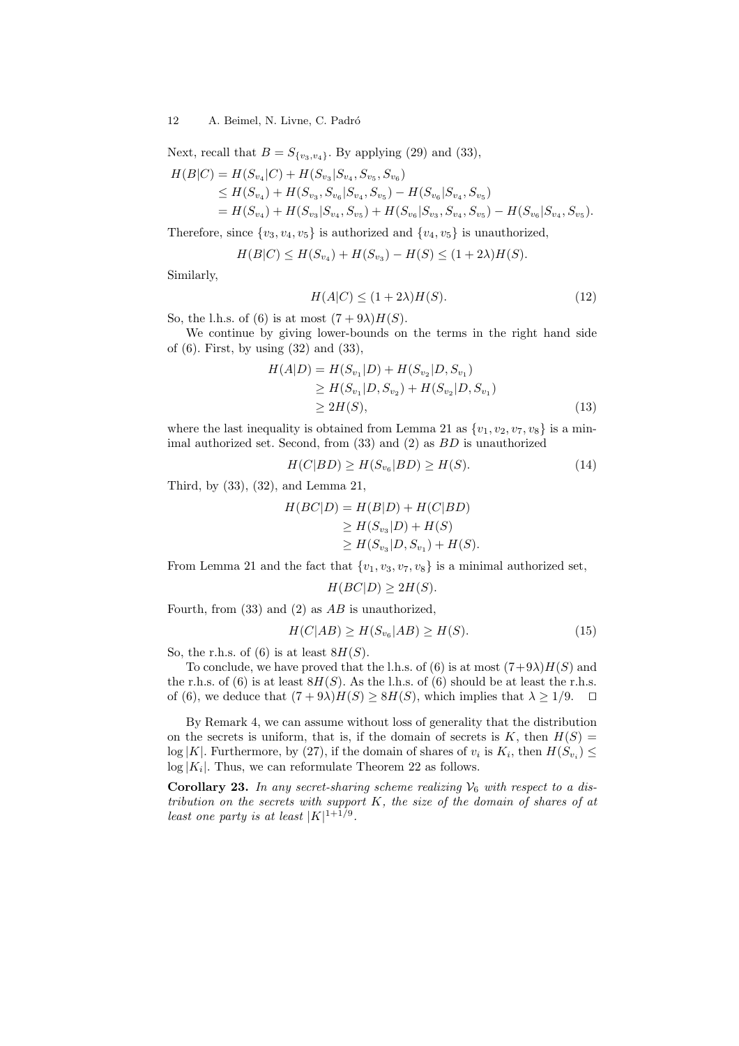Next, recall that $B = S_{\{v_3,v_4\}}$. By applying (29) and (33),

$$
\begin{aligned}
H(B|C) &= H(S_{v_4}|C) + H(S_{v_3}|S_{v_4}, S_{v_5}, S_{v_6}) \\
&\leq H(S_{v_4}) + H(S_{v_3}, S_{v_6}|S_{v_4}, S_{v_5}) - H(S_{v_6}|S_{v_4}, S_{v_5}) \\
&= H(S_{v_4}) + H(S_{v_3}|S_{v_4}, S_{v_5}) + H(S_{v_6}|S_{v_3}, S_{v_4}, S_{v_5}) - H(S_{v_6}|S_{v_4}, S_{v_5}).
\end{aligned}
$$

Therefore, since $\{v_3, v_4, v_5\}$ is authorized and $\{v_4, v_5\}$ is unauthorized,

$$
H(B|C) \leq H(S_{v_4}) + H(S_{v_3}) - H(S) \leq (1 + 2\lambda)H(S).
$$

Similarly,

$$
H(A|C) \leq (1 + 2\lambda)H(S). \tag{12}
$$

So, the l.h.s. of (6) is at most $(7 + 9\lambda)H(S)$.

We continue by giving lower-bounds on the terms in the right hand side of (6). First, by using (32) and (33),

$$
\begin{aligned}
H(A|D) &= H(S_{v_1}|D) + H(S_{v_2}|D, S_{v_1}) \\
&\geq H(S_{v_1}|D, S_{v_2}) + H(S_{v_2}|D, S_{v_1}) \\
&\geq 2H(S),
\end{aligned} \tag{13}
$$

where the last inequality is obtained from Lemma 21 as $\{v_1, v_2, v_7, v_8\}$ is a minimal authorized set. Second, from (33) and (2) as $BD$ is unauthorized

$$
H(C|BD) \geq H(S_{v_6}|BD) \geq H(S). \tag{14}
$$

Third, by (33), (32), and Lemma 21,

$$
\begin{aligned}
H(BC|D) &= H(B|D) + H(C|BD) \\
&\geq H(S_{v_3}|D) + H(S) \\
&\geq H(S_{v_3}|D, S_{v_1}) + H(S).
\end{aligned}
$$

From Lemma 21 and the fact that $\{v_1, v_3, v_7, v_8\}$ is a minimal authorized set,

$$
H(BC|D) \geq 2H(S).
$$

Fourth, from (33) and (2) as $AB$ is unauthorized,

$$
H(C|AB) \geq H(S_{v_6}|AB) \geq H(S). \tag{15}
$$

So, the r.h.s. of (6) is at least $8H(S)$.

To conclude, we have proved that the l.h.s. of (6) is at most $(7+9\lambda)H(S)$ and the r.h.s. of (6) is at least $8H(S)$. As the l.h.s. of (6) should be at least the r.h.s. of (6), we deduce that $(7 + 9\lambda)H(S) \geq 8H(S)$, which implies that $\lambda \geq 1/9$. □

By Remark 4, we can assume without loss of generality that the distribution on the secrets is uniform, that is, if the domain of secrets is $K$, then $H(S) = \log |K|$. Furthermore, by (27), if the domain of shares of $v_i$ is $K_i$, then $H(S_{v_i}) \leq \log |K_i|$. Thus, we can reformulate Theorem 22 as follows.

**Corollary 23.** *In any secret-sharing scheme realizing $\mathcal{V}_6$ with respect to a distribution on the secrets with support $K$, the size of the domain of shares of at least one party is at least $|K|^{1+1/9}$.*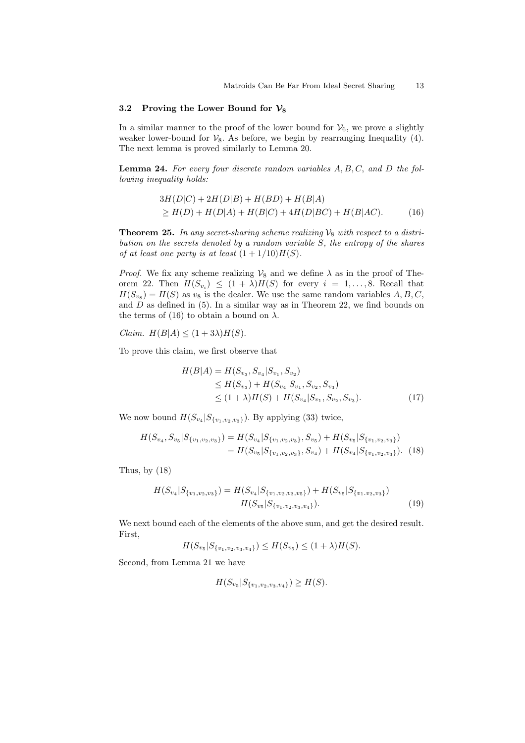### 3.2 Proving the Lower Bound for $\mathcal{V}_8$

In a similar manner to the proof of the lower bound for $\mathcal{V}_6$, we prove a slightly weaker lower-bound for $\mathcal{V}_8$. As before, we begin by rearranging Inequality (4). The next lemma is proved similarly to Lemma 20.

**Lemma 24.** *For every four discrete random variables $A, B, C$, and $D$ the following inequality holds:*

$$\begin{aligned}&3H(D|C) + 2H(D|B) + H(BD) + H(B|A)\\&\geq H(D) + H(D|A) + H(B|C) + 4H(D|BC) + H(B|AC).\end{aligned} \tag{16}$$

**Theorem 25.** *In any secret-sharing scheme realizing $\mathcal{V}_8$ with respect to a distribution on the secrets denoted by a random variable $S$, the entropy of the shares of at least one party is at least $(1 + 1/10)H(S)$.*

*Proof.* We fix any scheme realizing $\mathcal{V}_8$ and we define $\lambda$ as in the proof of Theorem 22. Then $H(S_{v_i}) \leq (1 + \lambda)H(S)$ for every $i = 1, \ldots, 8$. Recall that $H(S_{v_8}) = H(S)$ as $v_8$ is the dealer. We use the same random variables $A, B, C$, and $D$ as defined in (5). In a similar way as in Theorem 22, we find bounds on the terms of (16) to obtain a bound on $\lambda$.

*Claim.* $H(B|A) \leq (1 + 3\lambda)H(S)$.

To prove this claim, we first observe that

$$\begin{aligned}H(B|A) &= H(S_{v_3}, S_{v_4}|S_{v_1}, S_{v_2})\\&\leq H(S_{v_3}) + H(S_{v_4}|S_{v_1}, S_{v_2}, S_{v_3})\\&\leq (1 + \lambda)H(S) + H(S_{v_4}|S_{v_1}, S_{v_2}, S_{v_3}).\end{aligned} \tag{17}$$

We now bound $H(S_{v_4}|S_{\{v_1,v_2,v_3\}})$. By applying (33) twice,

$$\begin{aligned}H(S_{v_4}, S_{v_5}|S_{\{v_1,v_2,v_3\}}) &= H(S_{v_4}|S_{\{v_1,v_2,v_3\}}, S_{v_5}) + H(S_{v_5}|S_{\{v_1,v_2,v_3\}})\\&= H(S_{v_5}|S_{\{v_1,v_2,v_3\}}, S_{v_4}) + H(S_{v_4}|S_{\{v_1,v_2,v_3\}}).\end{aligned} \tag{18}$$

Thus, by (18)

$$\begin{aligned}H(S_{v_4}|S_{\{v_1,v_2,v_3\}}) = H(S_{v_4}|S_{\{v_1,v_2,v_3,v_5\}}) + H(S_{v_5}|S_{\{v_1.v_2,v_3\}})\\-H(S_{v_5}|S_{\{v_1.v_2,v_3,v_4\}}).\end{aligned} \tag{19}$$

We next bound each of the elements of the above sum, and get the desired result. First,

$$H(S_{v_5}|S_{\{v_1,v_2,v_3,v_4\}}) \leq H(S_{v_5}) \leq (1 + \lambda)H(S).$$

Second, from Lemma 21 we have

$$H(S_{v_5}|S_{\{v_1,v_2,v_3,v_4\}}) \geq H(S).$$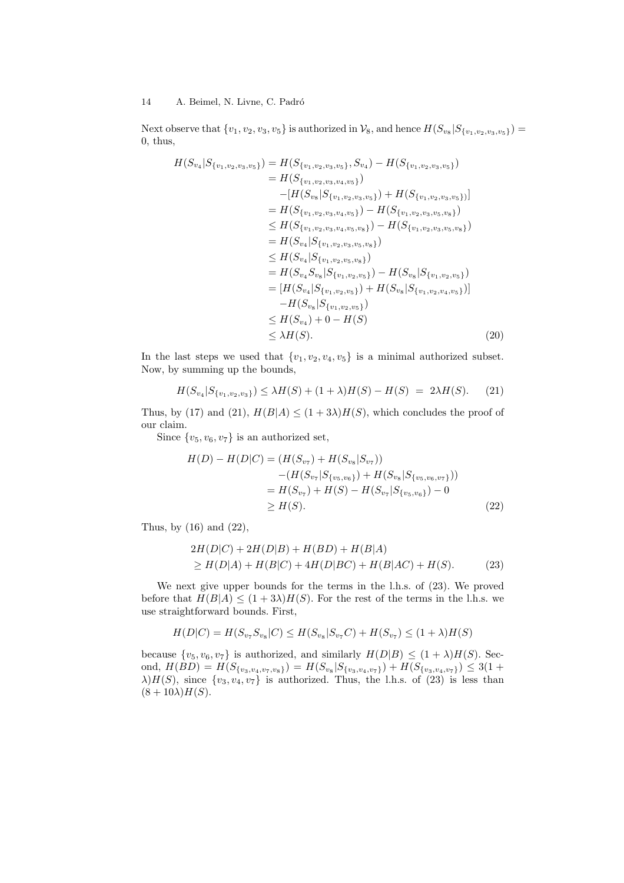Next observe that $\{v_1, v_2, v_3, v_5\}$ is authorized in $\mathcal{V}_8$, and hence $H(S_{v_8}|S_{\{v_1,v_2,v_3,v_5\}}) = 0$, thus,

$$
\begin{aligned}
H(S_{v_4}|S_{\{v_1,v_2,v_3,v_5\}}) &= H(S_{\{v_1,v_2,v_3,v_5\}}, S_{v_4}) - H(S_{\{v_1,v_2,v_3,v_5\}}) \\
&= H(S_{\{v_1,v_2,v_3,v_4,v_5\}}) \\
&\quad -[H(S_{v_8}|S_{\{v_1,v_2,v_3,v_5\}}) + H(S_{\{v_1,v_2,v_3,v_5\}})] \\
&= H(S_{\{v_1,v_2,v_3,v_4,v_5\}}) - H(S_{\{v_1,v_2,v_3,v_5,v_8\}}) \\
&\leq H(S_{\{v_1,v_2,v_3,v_4,v_5,v_8\}}) - H(S_{\{v_1,v_2,v_3,v_5,v_8\}}) \\
&= H(S_{v_4}|S_{\{v_1,v_2,v_3,v_5,v_8\}}) \\
&\leq H(S_{v_4}|S_{\{v_1,v_2,v_5,v_8\}}) \\
&= H(S_{v_4}S_{v_8}|S_{\{v_1,v_2,v_5\}}) - H(S_{v_8}|S_{\{v_1,v_2,v_5\}}) \\
&= [H(S_{v_4}|S_{\{v_1,v_2,v_5\}}) + H(S_{v_8}|S_{\{v_1,v_2,v_4,v_5\}})] \\
&\quad -H(S_{v_8}|S_{\{v_1,v_2,v_5\}}) \\
&\leq H(S_{v_4}) + 0 - H(S) \\
&\leq \lambda H(S). \qquad (20)
\end{aligned}
$$

In the last steps we used that $\{v_1, v_2, v_4, v_5\}$ is a minimal authorized subset. Now, by summing up the bounds,

$$
H(S_{v_4}|S_{\{v_1,v_2,v_3\}}) \leq \lambda H(S) + (1+\lambda)H(S) - H(S) \;=\; 2\lambda H(S). \qquad (21)
$$

Thus, by (17) and (21), $H(B|A) \leq (1+3\lambda)H(S)$, which concludes the proof of our claim.

Since $\{v_5, v_6, v_7\}$ is an authorized set,

$$
\begin{aligned}
H(D) - H(D|C) &= (H(S_{v_7}) + H(S_{v_8}|S_{v_7})) \\
&\quad -(H(S_{v_7}|S_{\{v_5,v_6\}}) + H(S_{v_8}|S_{\{v_5,v_6,v_7\}})) \\
&= H(S_{v_7}) + H(S) - H(S_{v_7}|S_{\{v_5,v_6\}}) - 0 \\
&\geq H(S). \qquad (22)
\end{aligned}
$$

Thus, by (16) and (22),

$$
\begin{aligned}
&2H(D|C) + 2H(D|B) + H(BD) + H(B|A) \\
&\geq H(D|A) + H(B|C) + 4H(D|BC) + H(B|AC) + H(S). \qquad (23)
\end{aligned}
$$

We next give upper bounds for the terms in the l.h.s. of (23). We proved before that $H(B|A) \leq (1+3\lambda)H(S)$. For the rest of the terms in the l.h.s. we use straightforward bounds. First,

$$
H(D|C) = H(S_{v_7}S_{v_8}|C) \leq H(S_{v_8}|S_{v_7}C) + H(S_{v_7}) \leq (1+\lambda)H(S)
$$

because $\{v_5, v_6, v_7\}$ is authorized, and similarly $H(D|B) \leq (1+\lambda)H(S)$. Second, $H(BD) = H(S_{\{v_3,v_4,v_7,v_8\}}) = H(S_{v_8}|S_{\{v_3,v_4,v_7\}}) + H(S_{\{v_3,v_4,v_7\}}) \leq 3(1+\lambda)H(S)$, since $\{v_3, v_4, v_7\}$ is authorized. Thus, the l.h.s. of (23) is less than $(8+10\lambda)H(S)$.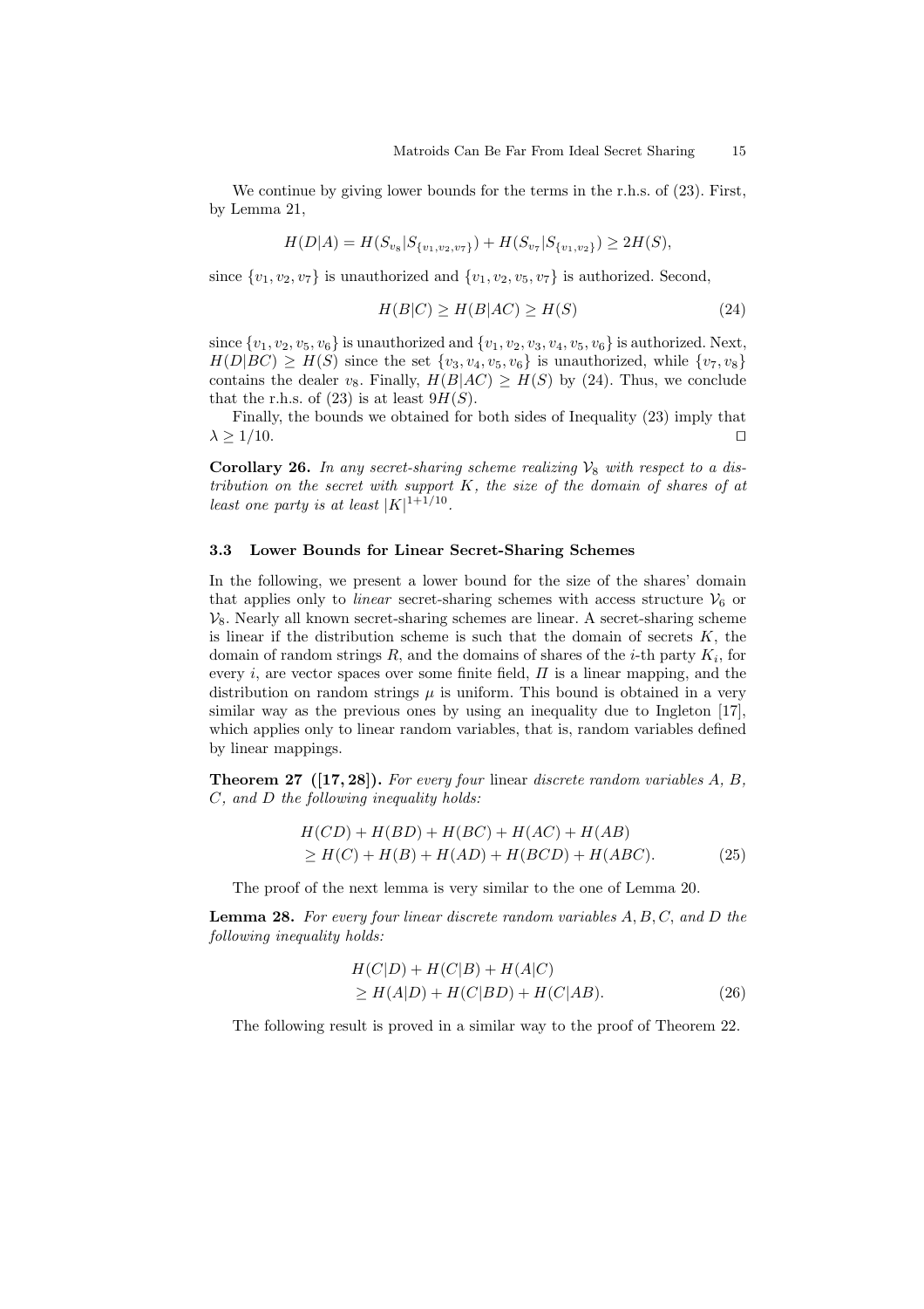We continue by giving lower bounds for the terms in the r.h.s. of (23). First, by Lemma 21,

$$H(D|A) = H(S_{v_8}|S_{\{v_1,v_2,v_7\}}) + H(S_{v_7}|S_{\{v_1,v_2\}}) \geq 2H(S),$$

since $\{v_1, v_2, v_7\}$ is unauthorized and $\{v_1, v_2, v_5, v_7\}$ is authorized. Second,

$$H(B|C) \geq H(B|AC) \geq H(S) \tag{24}$$

since $\{v_1, v_2, v_5, v_6\}$ is unauthorized and $\{v_1, v_2, v_3, v_4, v_5, v_6\}$ is authorized. Next, $H(D|BC) \geq H(S)$ since the set $\{v_3, v_4, v_5, v_6\}$ is unauthorized, while $\{v_7, v_8\}$ contains the dealer $v_8$. Finally, $H(B|AC) \geq H(S)$ by (24). Thus, we conclude that the r.h.s. of (23) is at least $9H(S)$.

Finally, the bounds we obtained for both sides of Inequality (23) imply that $\lambda \geq 1/10$. ◻

**Corollary 26.** *In any secret-sharing scheme realizing $\mathcal{V}_8$ with respect to a distribution on the secret with support $K$, the size of the domain of shares of at least one party is at least $|K|^{1+1/10}$.*

### 3.3 Lower Bounds for Linear Secret-Sharing Schemes

In the following, we present a lower bound for the size of the shares' domain that applies only to *linear* secret-sharing schemes with access structure $\mathcal{V}_6$ or $\mathcal{V}_8$. Nearly all known secret-sharing schemes are linear. A secret-sharing scheme is linear if the distribution scheme is such that the domain of secrets $K$, the domain of random strings $R$, and the domains of shares of the $i$-th party $K_i$, for every $i$, are vector spaces over some finite field, $\Pi$ is a linear mapping, and the distribution on random strings $\mu$ is uniform. This bound is obtained in a very similar way as the previous ones by using an inequality due to Ingleton [17], which applies only to linear random variables, that is, random variables defined by linear mappings.

**Theorem 27 ([17, 28]).** *For every four* linear *discrete random variables $A$, $B$, $C$, and $D$ the following inequality holds:*

$$\begin{aligned} &H(CD) + H(BD) + H(BC) + H(AC) + H(AB) \\ &\geq H(C) + H(B) + H(AD) + H(BCD) + H(ABC). \end{aligned} \tag{25}$$

The proof of the next lemma is very similar to the one of Lemma 20.

**Lemma 28.** *For every four linear discrete random variables $A, B, C$, and $D$ the following inequality holds:*

$$\begin{aligned} &H(C|D) + H(C|B) + H(A|C) \\ &\geq H(A|D) + H(C|BD) + H(C|AB). \end{aligned} \tag{26}$$

The following result is proved in a similar way to the proof of Theorem 22.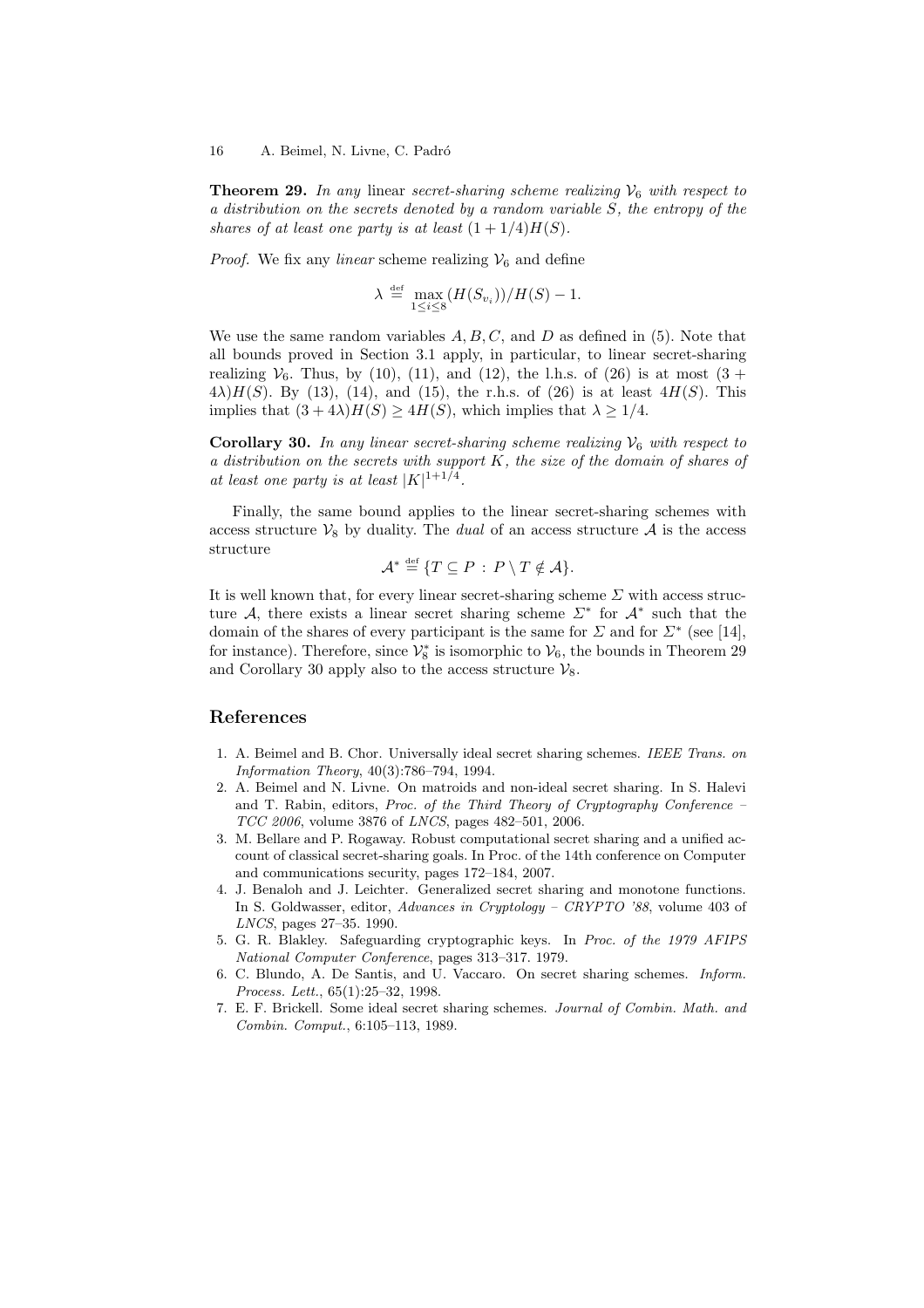**Theorem 29.** *In any* linear *secret-sharing scheme realizing* $\mathcal{V}_6$ *with respect to a distribution on the secrets denoted by a random variable* $S$*, the entropy of the shares of at least one party is at least* $(1+1/4)H(S)$*.*

*Proof.* We fix any *linear* scheme realizing $\mathcal{V}_6$ and define

$$\lambda \stackrel{\text{def}}{=} \max_{1 \leq i \leq 8} (H(S_{v_i}))/H(S) - 1.$$

We use the same random variables $A, B, C$, and $D$ as defined in (5). Note that all bounds proved in Section 3.1 apply, in particular, to linear secret-sharing realizing $\mathcal{V}_6$. Thus, by (10), (11), and (12), the l.h.s. of (26) is at most $(3 + 4\lambda)H(S)$. By (13), (14), and (15), the r.h.s. of (26) is at least $4H(S)$. This implies that $(3+4\lambda)H(S) \geq 4H(S)$, which implies that $\lambda \geq 1/4$.

**Corollary 30.** *In any linear secret-sharing scheme realizing* $\mathcal{V}_6$ *with respect to a distribution on the secrets with support* $K$*, the size of the domain of shares of at least one party is at least* $|K|^{1+1/4}$*.*

Finally, the same bound applies to the linear secret-sharing schemes with access structure $\mathcal{V}_8$ by duality. The *dual* of an access structure $\mathcal{A}$ is the access structure

$$\mathcal{A}^* \stackrel{\text{def}}{=} \{T \subseteq P \,:\, P \setminus T \notin \mathcal{A}\}.$$

It is well known that, for every linear secret-sharing scheme $\Sigma$ with access structure $\mathcal{A}$, there exists a linear secret sharing scheme $\Sigma^*$ for $\mathcal{A}^*$ such that the domain of the shares of every participant is the same for $\Sigma$ and for $\Sigma^*$ (see [14], for instance). Therefore, since $\mathcal{V}_8^*$ is isomorphic to $\mathcal{V}_6$, the bounds in Theorem 29 and Corollary 30 apply also to the access structure $\mathcal{V}_8$.

## References

1. A. Beimel and B. Chor. Universally ideal secret sharing schemes. *IEEE Trans. on Information Theory*, 40(3):786–794, 1994.
2. A. Beimel and N. Livne. On matroids and non-ideal secret sharing. In S. Halevi and T. Rabin, editors, *Proc. of the Third Theory of Cryptography Conference – TCC 2006*, volume 3876 of *LNCS*, pages 482–501, 2006.
3. M. Bellare and P. Rogaway. Robust computational secret sharing and a unified account of classical secret-sharing goals. In Proc. of the 14th conference on Computer and communications security, pages 172–184, 2007.
4. J. Benaloh and J. Leichter. Generalized secret sharing and monotone functions. In S. Goldwasser, editor, *Advances in Cryptology – CRYPTO '88*, volume 403 of *LNCS*, pages 27–35. 1990.
5. G. R. Blakley. Safeguarding cryptographic keys. In *Proc. of the 1979 AFIPS National Computer Conference*, pages 313–317. 1979.
6. C. Blundo, A. De Santis, and U. Vaccaro. On secret sharing schemes. *Inform. Process. Lett.*, 65(1):25–32, 1998.
7. E. F. Brickell. Some ideal secret sharing schemes. *Journal of Combin. Math. and Combin. Comput.*, 6:105–113, 1989.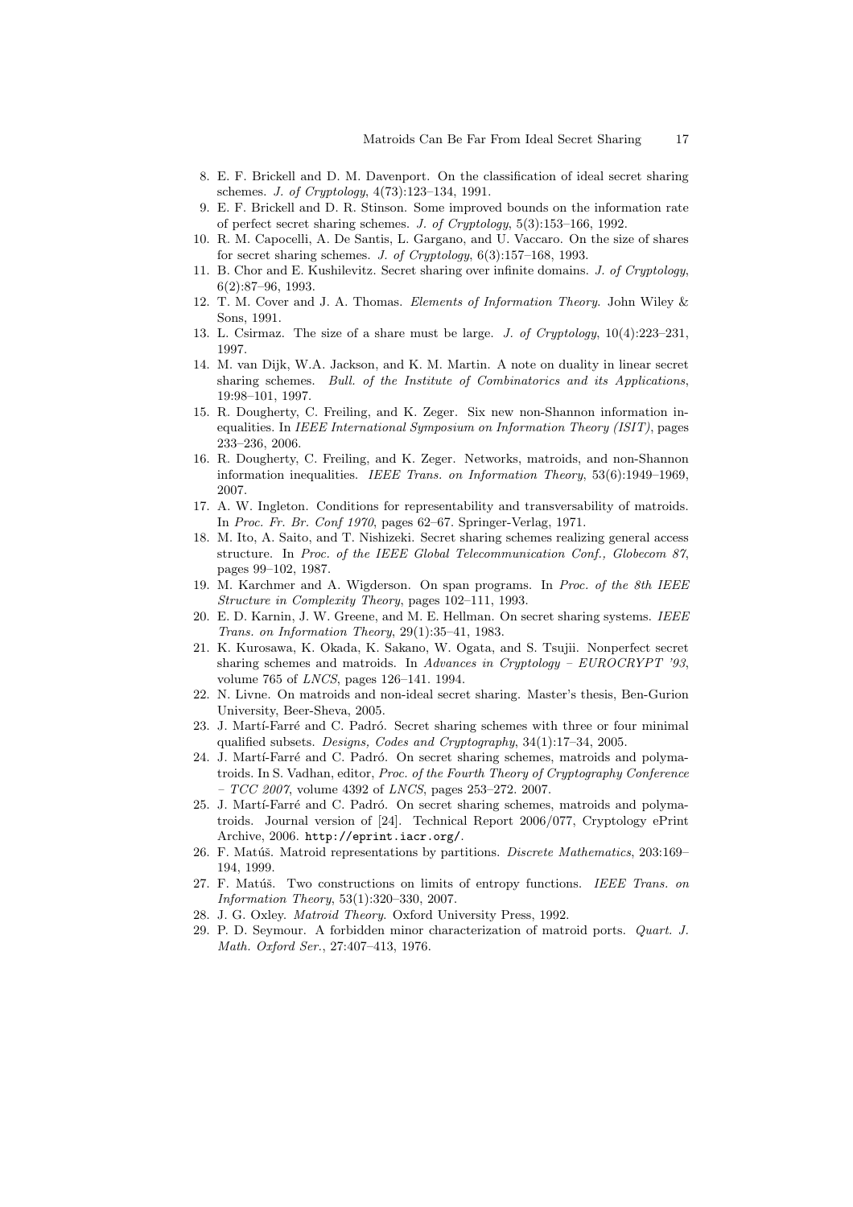8. E. F. Brickell and D. M. Davenport. On the classification of ideal secret sharing schemes. *J. of Cryptology*, 4(73):123–134, 1991.
9. E. F. Brickell and D. R. Stinson. Some improved bounds on the information rate of perfect secret sharing schemes. *J. of Cryptology*, 5(3):153–166, 1992.
10. R. M. Capocelli, A. De Santis, L. Gargano, and U. Vaccaro. On the size of shares for secret sharing schemes. *J. of Cryptology*, 6(3):157–168, 1993.
11. B. Chor and E. Kushilevitz. Secret sharing over infinite domains. *J. of Cryptology*, 6(2):87–96, 1993.
12. T. M. Cover and J. A. Thomas. *Elements of Information Theory.* John Wiley & Sons, 1991.
13. L. Csirmaz. The size of a share must be large. *J. of Cryptology*, 10(4):223–231, 1997.
14. M. van Dijk, W.A. Jackson, and K. M. Martin. A note on duality in linear secret sharing schemes. *Bull. of the Institute of Combinatorics and its Applications*, 19:98–101, 1997.
15. R. Dougherty, C. Freiling, and K. Zeger. Six new non-Shannon information inequalities. In *IEEE International Symposium on Information Theory (ISIT)*, pages 233–236, 2006.
16. R. Dougherty, C. Freiling, and K. Zeger. Networks, matroids, and non-Shannon information inequalities. *IEEE Trans. on Information Theory*, 53(6):1949–1969, 2007.
17. A. W. Ingleton. Conditions for representability and transversability of matroids. In *Proc. Fr. Br. Conf 1970*, pages 62–67. Springer-Verlag, 1971.
18. M. Ito, A. Saito, and T. Nishizeki. Secret sharing schemes realizing general access structure. In *Proc. of the IEEE Global Telecommunication Conf., Globecom 87*, pages 99–102, 1987.
19. M. Karchmer and A. Wigderson. On span programs. In *Proc. of the 8th IEEE Structure in Complexity Theory*, pages 102–111, 1993.
20. E. D. Karnin, J. W. Greene, and M. E. Hellman. On secret sharing systems. *IEEE Trans. on Information Theory*, 29(1):35–41, 1983.
21. K. Kurosawa, K. Okada, K. Sakano, W. Ogata, and S. Tsujii. Nonperfect secret sharing schemes and matroids. In *Advances in Cryptology – EUROCRYPT '93*, volume 765 of *LNCS*, pages 126–141. 1994.
22. N. Livne. On matroids and non-ideal secret sharing. Master's thesis, Ben-Gurion University, Beer-Sheva, 2005.
23. J. Martí-Farré and C. Padró. Secret sharing schemes with three or four minimal qualified subsets. *Designs, Codes and Cryptography*, 34(1):17–34, 2005.
24. J. Martí-Farré and C. Padró. On secret sharing schemes, matroids and polymatroids. In S. Vadhan, editor, *Proc. of the Fourth Theory of Cryptography Conference – TCC 2007*, volume 4392 of *LNCS*, pages 253–272. 2007.
25. J. Martí-Farré and C. Padró. On secret sharing schemes, matroids and polymatroids. Journal version of [24]. Technical Report 2006/077, Cryptology ePrint Archive, 2006. http://eprint.iacr.org/.
26. F. Matúš. Matroid representations by partitions. *Discrete Mathematics*, 203:169–194, 1999.
27. F. Matúš. Two constructions on limits of entropy functions. *IEEE Trans. on Information Theory*, 53(1):320–330, 2007.
28. J. G. Oxley. *Matroid Theory.* Oxford University Press, 1992.
29. P. D. Seymour. A forbidden minor characterization of matroid ports. *Quart. J. Math. Oxford Ser.*, 27:407–413, 1976.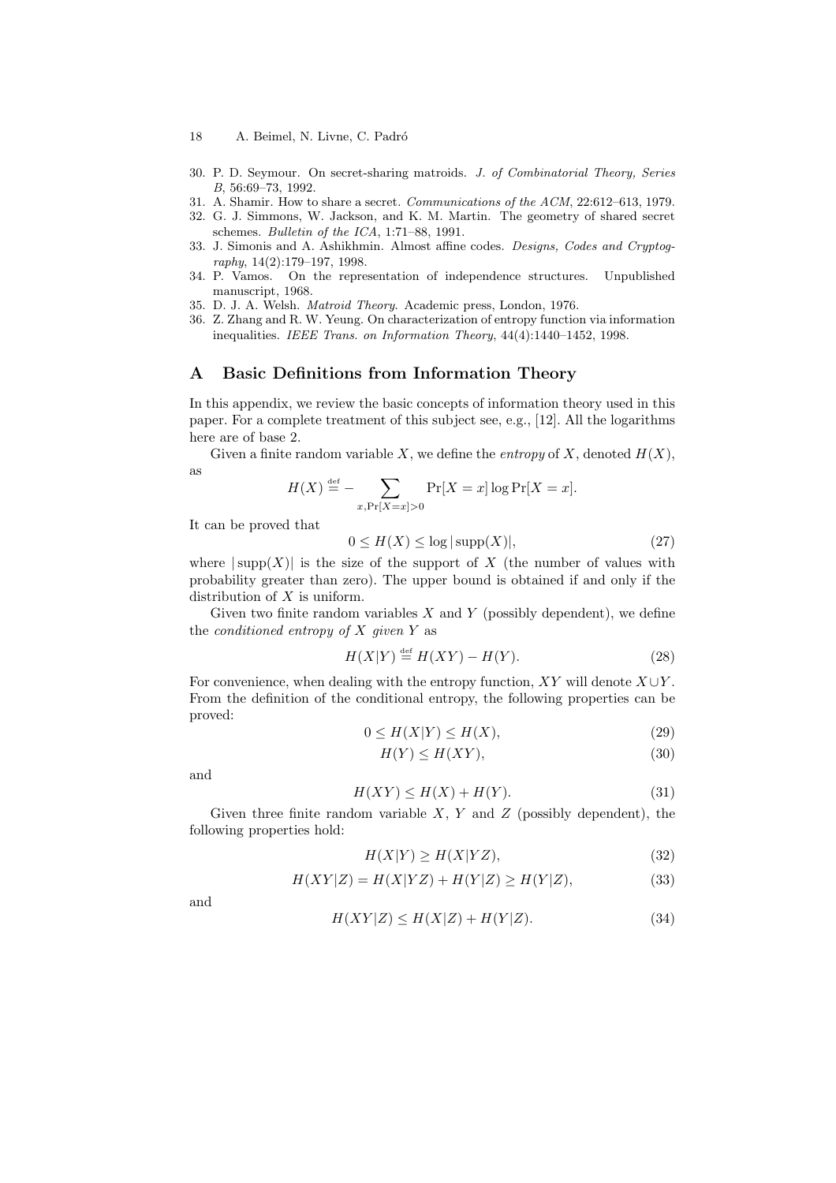30. P. D. Seymour. On secret-sharing matroids. *J. of Combinatorial Theory, Series B*, 56:69–73, 1992.
31. A. Shamir. How to share a secret. *Communications of the ACM*, 22:612–613, 1979.
32. G. J. Simmons, W. Jackson, and K. M. Martin. The geometry of shared secret schemes. *Bulletin of the ICA*, 1:71–88, 1991.
33. J. Simonis and A. Ashikhmin. Almost affine codes. *Designs, Codes and Cryptography*, 14(2):179–197, 1998.
34. P. Vamos. On the representation of independence structures. Unpublished manuscript, 1968.
35. D. J. A. Welsh. *Matroid Theory.* Academic press, London, 1976.
36. Z. Zhang and R. W. Yeung. On characterization of entropy function via information inequalities. *IEEE Trans. on Information Theory*, 44(4):1440–1452, 1998.

## A Basic Definitions from Information Theory

In this appendix, we review the basic concepts of information theory used in this paper. For a complete treatment of this subject see, e.g., [12]. All the logarithms here are of base 2.

Given a finite random variable $X$, we define the *entropy* of $X$, denoted $H(X)$, as

$$H(X) \stackrel{\text{def}}{=} - \sum_{x, \Pr[X=x]>0} \Pr[X = x] \log \Pr[X = x].$$

It can be proved that

$$0 \leq H(X) \leq \log |\operatorname{supp}(X)|, \tag{27}$$

where $|\operatorname{supp}(X)|$ is the size of the support of $X$ (the number of values with probability greater than zero). The upper bound is obtained if and only if the distribution of $X$ is uniform.

Given two finite random variables $X$ and $Y$ (possibly dependent), we define the *conditioned entropy of $X$ given $Y$* as

$$H(X|Y) \stackrel{\text{def}}{=} H(XY) - H(Y). \tag{28}$$

For convenience, when dealing with the entropy function, $XY$ will denote $X \cup Y$. From the definition of the conditional entropy, the following properties can be proved:

$$0 \leq H(X|Y) \leq H(X), \tag{29}$$

$$H(Y) \leq H(XY), \tag{30}$$

and

$$H(XY) \leq H(X) + H(Y). \tag{31}$$

Given three finite random variable $X$, $Y$ and $Z$ (possibly dependent), the following properties hold:

$$H(X|Y) \geq H(X|YZ), \tag{32}$$

$$H(XY|Z) = H(X|YZ) + H(Y|Z) \geq H(Y|Z), \tag{33}$$

and

$$H(XY|Z) \leq H(X|Z) + H(Y|Z). \tag{34}$$